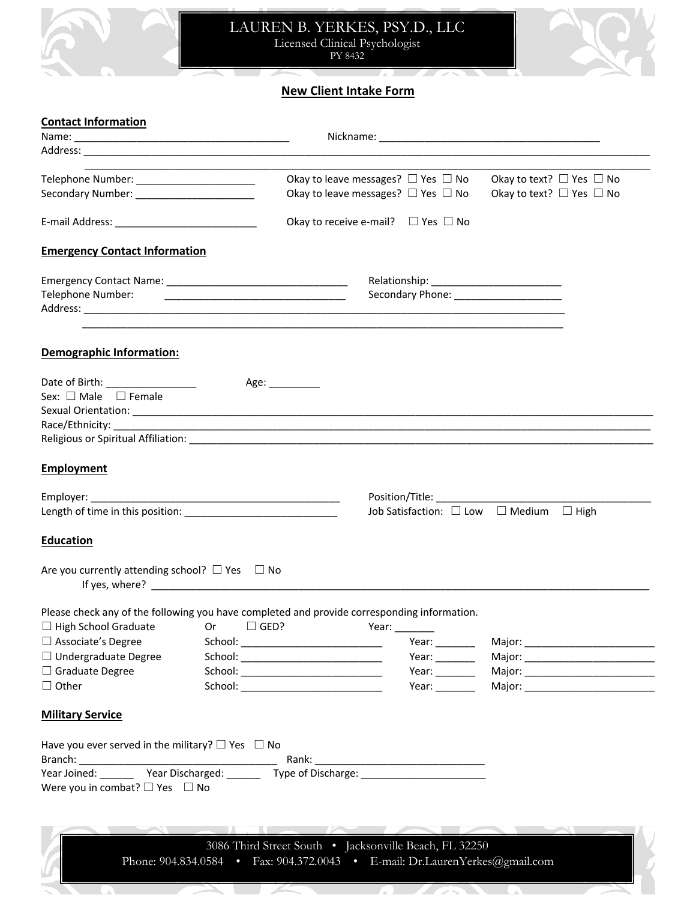# LAUREN B. YERKES, PSY.D., LLC

Licensed Clinical Psychologist
PY 8432

## New Client Intake Form

### Contact Information

Name: ______________________________________ Nickname: ________________________________________

Address: ______________________________________________________________________________________

_____________________________________________________________________________________________

Telephone Number: _____________________ Okay to leave messages? ☐ Yes ☐ No Okay to text? ☐ Yes ☐ No

Secondary Number: _____________________ Okay to leave messages? ☐ Yes ☐ No Okay to text? ☐ Yes ☐ No

E-mail Address: _________________________ Okay to receive e-mail? ☐ Yes ☐ No

### Emergency Contact Information

Emergency Contact Name: _________________________________ Relationship: _______________________

Telephone Number: _________________________________ Secondary Phone: ___________________

Address: _________________________________________________________________________________

_________________________________________________________________________________

### Demographic Information:

Date of Birth: ________________ Age: _________

Sex: ☐ Male ☐ Female

Sexual Orientation: ____________________________________________________________________________

Race/Ethnicity: _______________________________________________________________________________

Religious or Spiritual Affiliation: _______________________________________________________________

### Employment

Employer: _______________________________________________ Position/Title: _______________________________________

Length of time in this position: ___________________________ Job Satisfaction: ☐ Low ☐ Medium ☐ High

### Education

Are you currently attending school? ☐ Yes ☐ No

If yes, where? ___________________________________________________________________________________

Please check any of the following you have completed and provide corresponding information.

☐ High School Graduate Or ☐ GED? Year: _______

☐ Associate's Degree School: _________________________ Year: _______ Major: _______________________

☐ Undergraduate Degree School: _________________________ Year: _______ Major: _______________________

☐ Graduate Degree School: _________________________ Year: _______ Major: _______________________

☐ Other School: _________________________ Year: _______ Major: _______________________

### Military Service

Have you ever served in the military? ☐ Yes ☐ No

Branch: ___________________________________ Rank: _____________________________

Year Joined: ______ Year Discharged: ______ Type of Discharge: ______________________

Were you in combat? ☐ Yes ☐ No

3086 Third Street South • Jacksonville Beach, FL 32250
Phone: 904.834.0584 • Fax: 904.372.0043 • E-mail: Dr.LaurenYerkes@gmail.com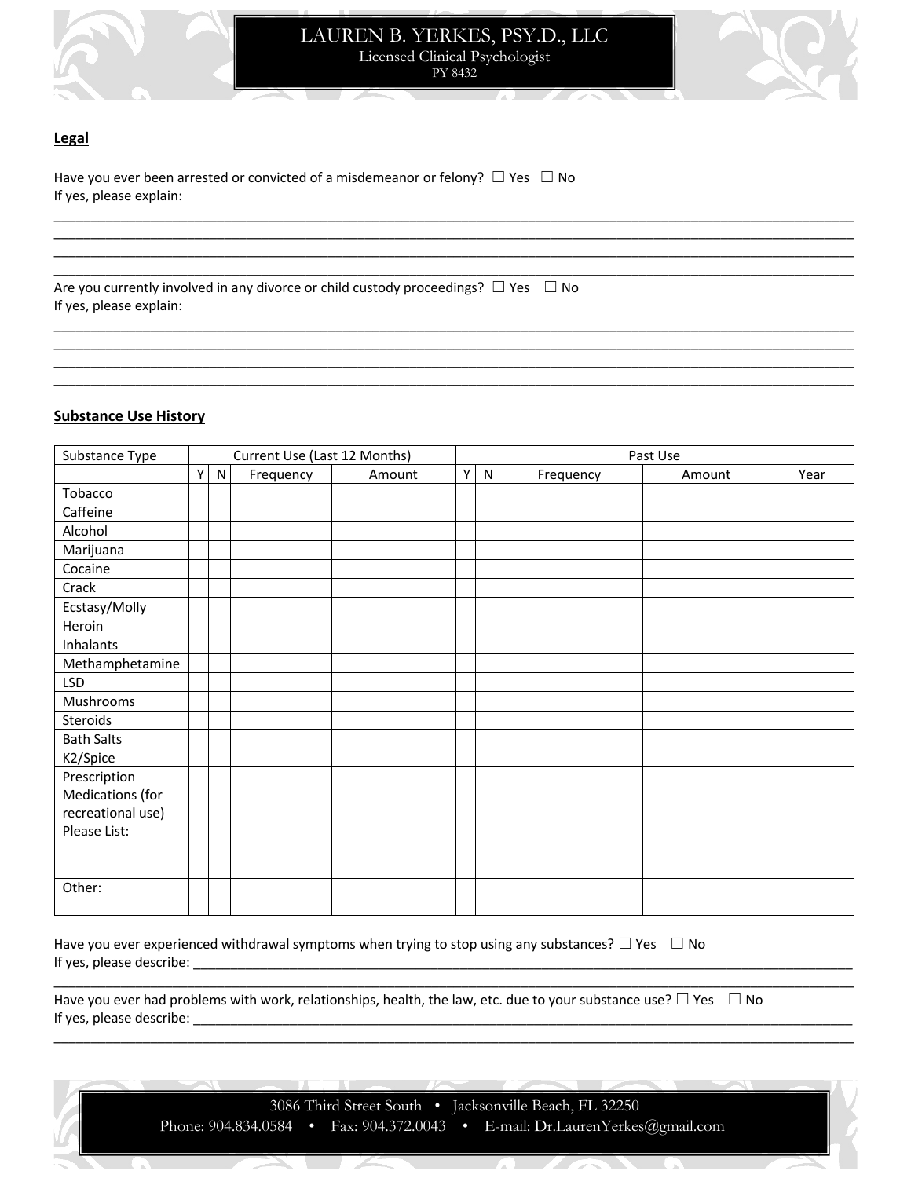## Legal

Have you ever been arrested or convicted of a misdemeanor or felony? ☐ Yes ☐ No
If yes, please explain:

____________________________________________________________________________________________________
____________________________________________________________________________________________________
____________________________________________________________________________________________________
____________________________________________________________________________________________________

Are you currently involved in any divorce or child custody proceedings? ☐ Yes ☐ No
If yes, please explain:

____________________________________________________________________________________________________
____________________________________________________________________________________________________
____________________________________________________________________________________________________
____________________________________________________________________________________________________

## Substance Use History

| Substance Type | Current Use (Last 12 Months) | | | | Past Use | | | | |
|---|---|---|---|---|---|---|---|---|---|
| | Y | N | Frequency | Amount | Y | N | Frequency | Amount | Year |
| Tobacco | | | | | | | | | |
| Caffeine | | | | | | | | | |
| Alcohol | | | | | | | | | |
| Marijuana | | | | | | | | | |
| Cocaine | | | | | | | | | |
| Crack | | | | | | | | | |
| Ecstasy/Molly | | | | | | | | | |
| Heroin | | | | | | | | | |
| Inhalants | | | | | | | | | |
| Methamphetamine | | | | | | | | | |
| LSD | | | | | | | | | |
| Mushrooms | | | | | | | | | |
| Steroids | | | | | | | | | |
| Bath Salts | | | | | | | | | |
| K2/Spice | | | | | | | | | |
| Prescription Medications (for recreational use) Please List: | | | | | | | | | |
| Other: | | | | | | | | | |

Have you ever experienced withdrawal symptoms when trying to stop using any substances? ☐ Yes ☐ No
If yes, please describe: ____________________________________________________________________________
____________________________________________________________________________________________________

Have you ever had problems with work, relationships, health, the law, etc. due to your substance use? ☐ Yes ☐ No
If yes, please describe: ____________________________________________________________________________
____________________________________________________________________________________________________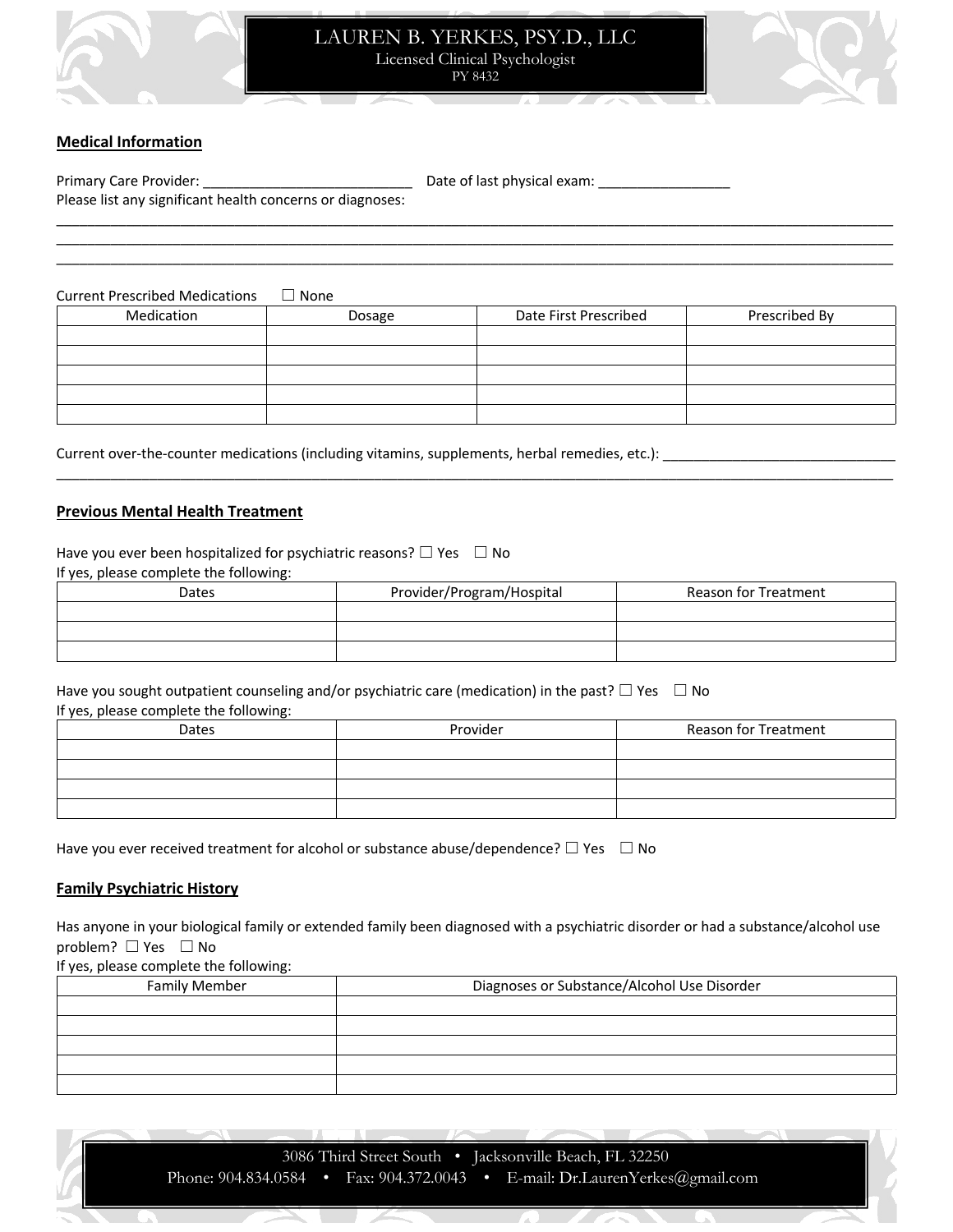## Medical Information

Primary Care Provider: ___________________________ Date of last physical exam: _________________

Please list any significant health concerns or diagnoses:

_______________________________________________________________________________________________________________

_______________________________________________________________________________________________________________

_______________________________________________________________________________________________________________

Current Prescribed Medications ☐ None

| Medication | Dosage | Date First Prescribed | Prescribed By |
|---|---|---|---|
| | | | |
| | | | |
| | | | |
| | | | |
| | | | |

Current over-the-counter medications (including vitamins, supplements, herbal remedies, etc.): ______________________________

_______________________________________________________________________________________________________________

## Previous Mental Health Treatment

Have you ever been hospitalized for psychiatric reasons? ☐ Yes ☐ No

If yes, please complete the following:

| Dates | Provider/Program/Hospital | Reason for Treatment |
|---|---|---|
| | | |
| | | |
| | | |

Have you sought outpatient counseling and/or psychiatric care (medication) in the past? ☐ Yes ☐ No

If yes, please complete the following:

| Dates | Provider | Reason for Treatment |
|---|---|---|
| | | |
| | | |
| | | |
| | | |

Have you ever received treatment for alcohol or substance abuse/dependence? ☐ Yes ☐ No

## Family Psychiatric History

Has anyone in your biological family or extended family been diagnosed with a psychiatric disorder or had a substance/alcohol use problem? ☐ Yes ☐ No

If yes, please complete the following:

| Family Member | Diagnoses or Substance/Alcohol Use Disorder |
|---|---|
| | |
| | |
| | |
| | |
| | |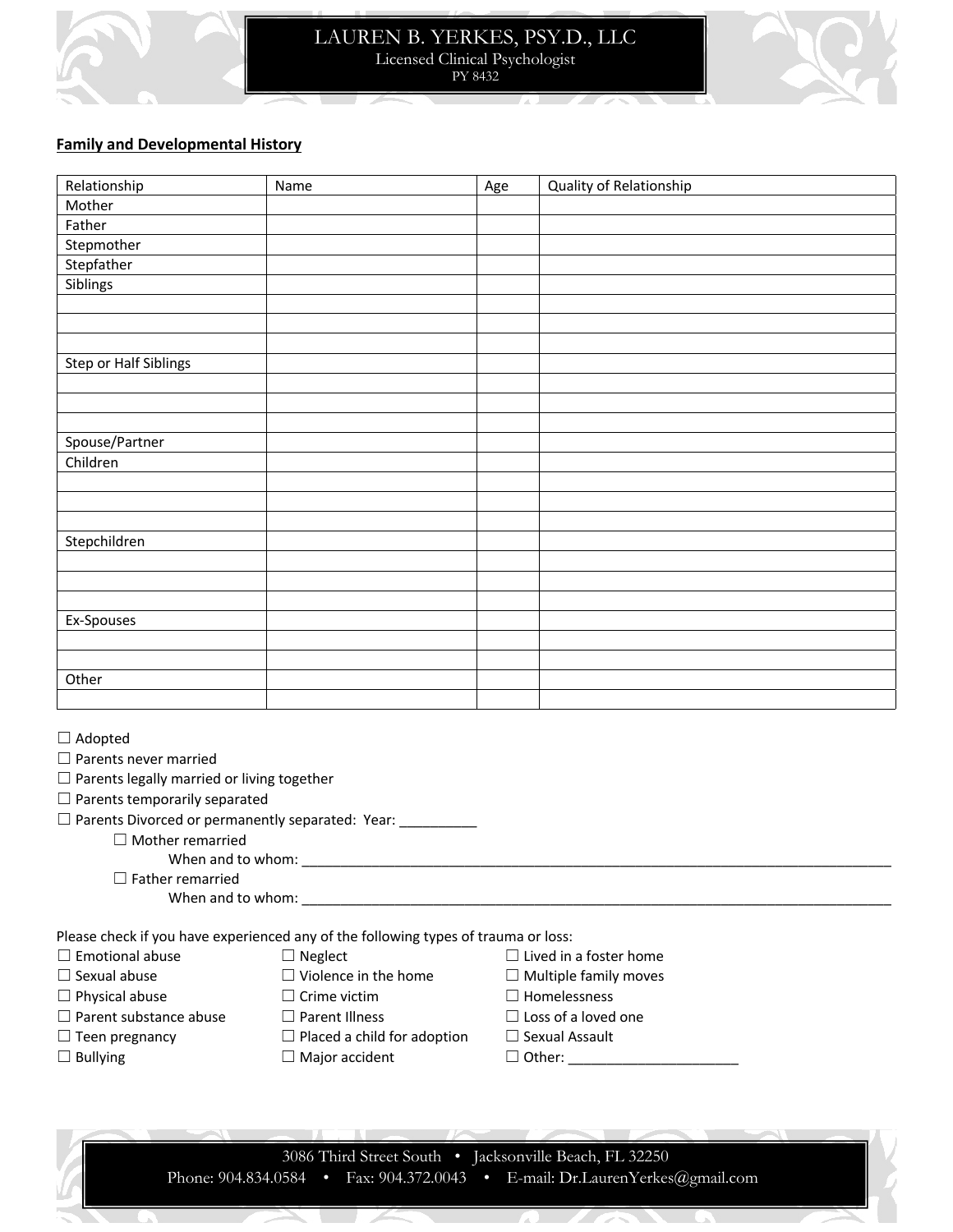**Family and Developmental History**

| Relationship | Name | Age | Quality of Relationship |
|---|---|---|---|
| Mother | | | |
| Father | | | |
| Stepmother | | | |
| Stepfather | | | |
| Siblings | | | |
| | | | |
| | | | |
| | | | |
| Step or Half Siblings | | | |
| | | | |
| | | | |
| | | | |
| Spouse/Partner | | | |
| Children | | | |
| | | | |
| | | | |
| | | | |
| Stepchildren | | | |
| | | | |
| | | | |
| | | | |
| Ex-Spouses | | | |
| | | | |
| | | | |
| Other | | | |
| | | | |

☐ Adopted
☐ Parents never married
☐ Parents legally married or living together
☐ Parents temporarily separated
☐ Parents Divorced or permanently separated: Year: __________
- ☐ Mother remarried
  - When and to whom: ______________________________________________
- ☐ Father remarried
  - When and to whom: ______________________________________________

Please check if you have experienced any of the following types of trauma or loss:

☐ Emotional abuse
☐ Sexual abuse
☐ Physical abuse
☐ Parent substance abuse
☐ Teen pregnancy
☐ Bullying
☐ Neglect
☐ Violence in the home
☐ Crime victim
☐ Parent Illness
☐ Placed a child for adoption
☐ Major accident
☐ Lived in a foster home
☐ Multiple family moves
☐ Homelessness
☐ Loss of a loved one
☐ Sexual Assault
☐ Other: ______________________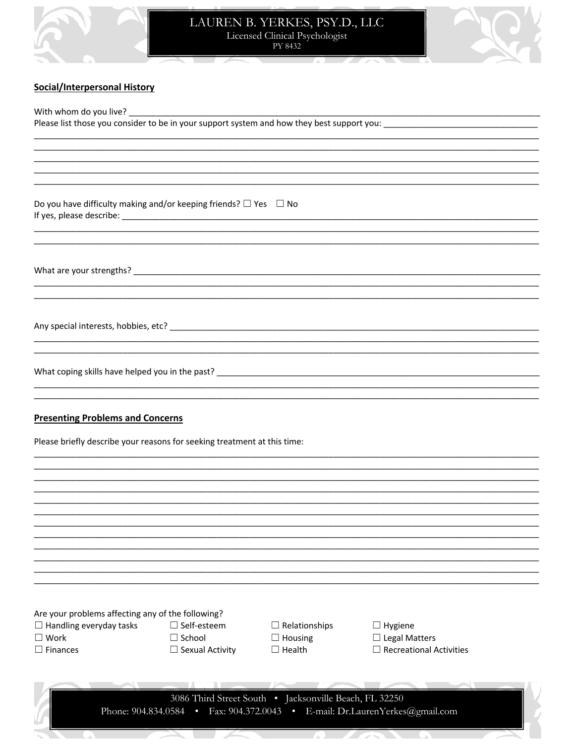# LAUREN B. YERKES, PSY.D., LLC

Licensed Clinical Psychologist
PY 8432

## Social/Interpersonal History

With whom do you live? ______________________________________________________________________

Please list those you consider to be in your support system and how they best support you: ______________________________

______________________________________________________________________

______________________________________________________________________

______________________________________________________________________

______________________________________________________________________

______________________________________________________________________

Do you have difficulty making and/or keeping friends? ☐ Yes ☐ No

If yes, please describe: ______________________________________________________________________

______________________________________________________________________

______________________________________________________________________

What are your strengths? ______________________________________________________________________

______________________________________________________________________

______________________________________________________________________

Any special interests, hobbies, etc? ______________________________________________________________________

______________________________________________________________________

______________________________________________________________________

What coping skills have helped you in the past? ______________________________________________________________________

______________________________________________________________________

______________________________________________________________________

## Presenting Problems and Concerns

Please briefly describe your reasons for seeking treatment at this time:

______________________________________________________________________

______________________________________________________________________

______________________________________________________________________

______________________________________________________________________

______________________________________________________________________

______________________________________________________________________

______________________________________________________________________

______________________________________________________________________

______________________________________________________________________

______________________________________________________________________

______________________________________________________________________

______________________________________________________________________

Are your problems affecting any of the following?

| | | | |
|---|---|---|---|
| ☐ Handling everyday tasks | ☐ Self-esteem | ☐ Relationships | ☐ Hygiene |
| ☐ Work | ☐ School | ☐ Housing | ☐ Legal Matters |
| ☐ Finances | ☐ Sexual Activity | ☐ Health | ☐ Recreational Activities |

3086 Third Street South • Jacksonville Beach, FL 32250

Phone: 904.834.0584 • Fax: 904.372.0043 • E-mail: Dr.LaurenYerkes@gmail.com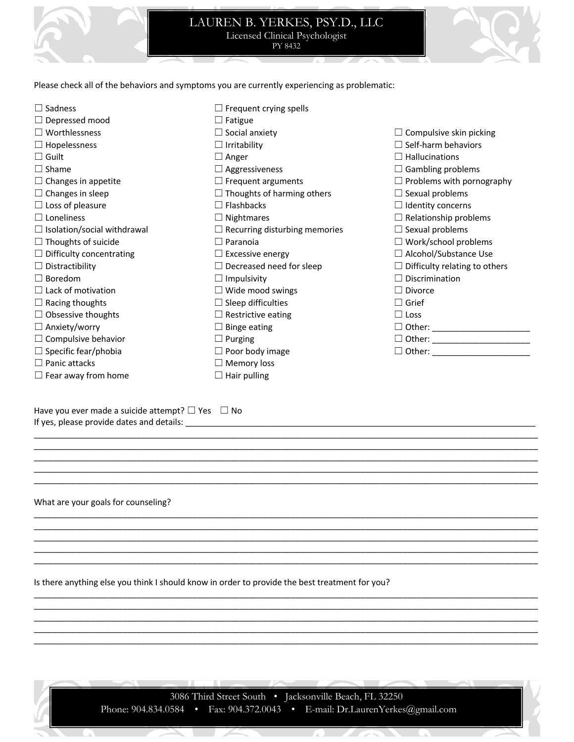Please check all of the behaviors and symptoms you are currently experiencing as problematic:

- ☐ Sadness
- ☐ Depressed mood
- ☐ Worthlessness
- ☐ Hopelessness
- ☐ Guilt
- ☐ Shame
- ☐ Changes in appetite
- ☐ Changes in sleep
- ☐ Loss of pleasure
- ☐ Loneliness
- ☐ Isolation/social withdrawal
- ☐ Thoughts of suicide
- ☐ Difficulty concentrating
- ☐ Distractibility
- ☐ Boredom
- ☐ Lack of motivation
- ☐ Racing thoughts
- ☐ Obsessive thoughts
- ☐ Anxiety/worry
- ☐ Compulsive behavior
- ☐ Specific fear/phobia
- ☐ Panic attacks
- ☐ Fear away from home
- ☐ Frequent crying spells
- ☐ Fatigue
- ☐ Social anxiety
- ☐ Irritability
- ☐ Anger
- ☐ Aggressiveness
- ☐ Frequent arguments
- ☐ Thoughts of harming others
- ☐ Flashbacks
- ☐ Nightmares
- ☐ Recurring disturbing memories
- ☐ Paranoia
- ☐ Excessive energy
- ☐ Decreased need for sleep
- ☐ Impulsivity
- ☐ Wide mood swings
- ☐ Sleep difficulties
- ☐ Restrictive eating
- ☐ Binge eating
- ☐ Purging
- ☐ Poor body image
- ☐ Memory loss
- ☐ Hair pulling
- ☐ Compulsive skin picking
- ☐ Self-harm behaviors
- ☐ Hallucinations
- ☐ Gambling problems
- ☐ Problems with pornography
- ☐ Sexual problems
- ☐ Identity concerns
- ☐ Relationship problems
- ☐ Sexual problems
- ☐ Work/school problems
- ☐ Alcohol/Substance Use
- ☐ Difficulty relating to others
- ☐ Discrimination
- ☐ Divorce
- ☐ Grief
- ☐ Loss
- ☐ Other: ____________________
- ☐ Other: ____________________
- ☐ Other: ____________________

Have you ever made a suicide attempt? ☐ Yes ☐ No

If yes, please provide dates and details: ______________________________________________________________________

______________________________________________________________________

______________________________________________________________________

______________________________________________________________________

______________________________________________________________________

______________________________________________________________________

What are your goals for counseling?

______________________________________________________________________

______________________________________________________________________

______________________________________________________________________

______________________________________________________________________

______________________________________________________________________

Is there anything else you think I should know in order to provide the best treatment for you?

______________________________________________________________________

______________________________________________________________________

______________________________________________________________________

______________________________________________________________________

______________________________________________________________________